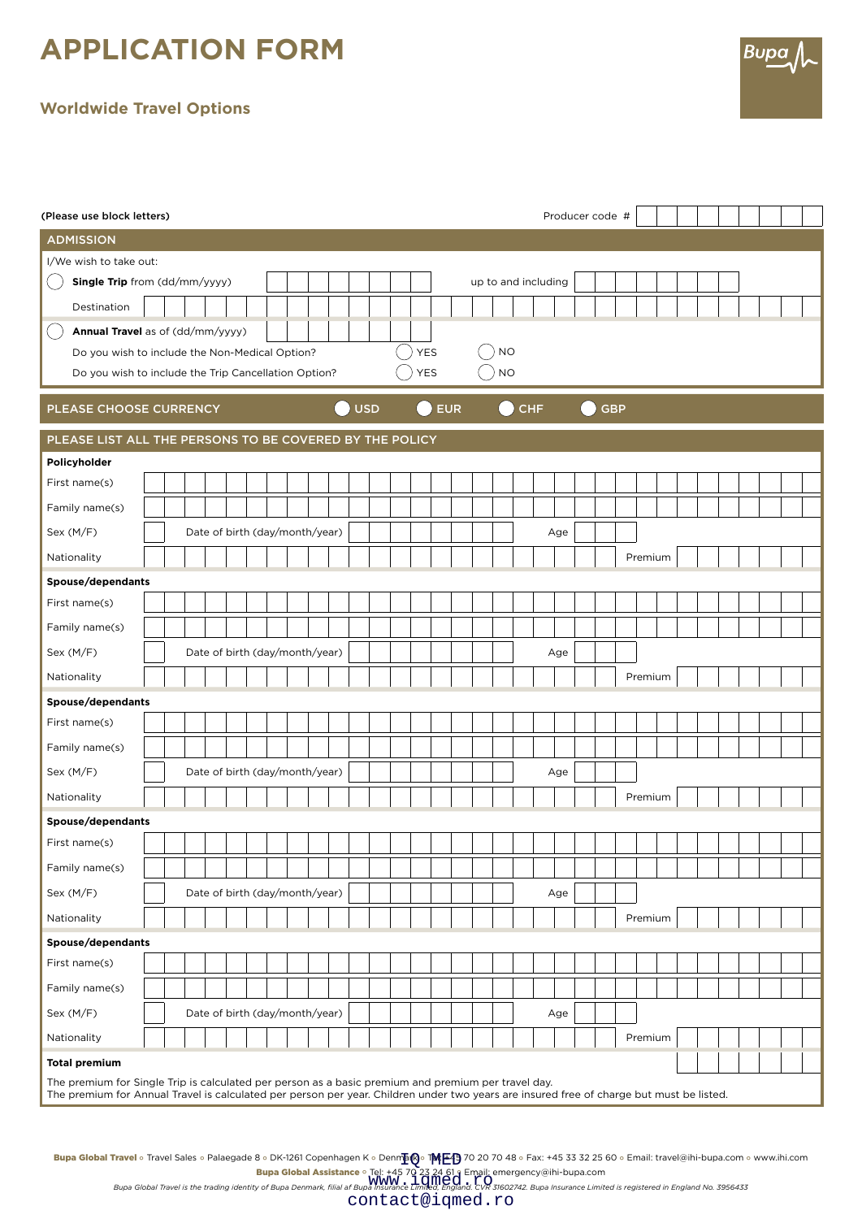# APPLICATION FORM

## Worldwide Travel Options

Bupa

(Please use block letters)

Producer code #

## ADMISSION

I/We wish to take out:

- ◯ **Single Trip** from (dd/mm/yyyy) ________ up to and including ________

  Destination ________

- ◯ **Annual Travel** as of (dd/mm/yyyy) ________

  Do you wish to include the Non-Medical Option? ◯ YES ◯ NO

  Do you wish to include the Trip Cancellation Option? ◯ YES ◯ NO

## PLEASE CHOOSE CURRENCY

◯ USD ◯ EUR ◯ CHF ◯ GBP

## PLEASE LIST ALL THE PERSONS TO BE COVERED BY THE POLICY

**Policyholder**

First name(s)

Family name(s)

Sex (M/F) Date of birth (day/month/year) Age

Nationality Premium

**Spouse/dependants**

First name(s)

Family name(s)

Sex (M/F) Date of birth (day/month/year) Age

Nationality Premium

**Spouse/dependants**

First name(s)

Family name(s)

Sex (M/F) Date of birth (day/month/year) Age

Nationality Premium

**Spouse/dependants**

First name(s)

Family name(s)

Sex (M/F) Date of birth (day/month/year) Age

Nationality Premium

**Spouse/dependants**

First name(s)

Family name(s)

Sex (M/F) Date of birth (day/month/year) Age

Nationality Premium

**Total premium**

The premium for Single Trip is calculated per person as a basic premium and premium per travel day.
The premium for Annual Travel is calculated per person per year. Children under two years are insured free of charge but must be listed.

**Bupa Global Travel** ◦ Travel Sales ◦ Palaegade 8 ◦ DK-1261 Copenhagen K ◦ Denmark ◦ Tel: +45 70 20 70 48 ◦ Fax: +45 33 32 25 60 ◦ Email: travel@ihi-bupa.com ◦ www.ihi.com

**Bupa Global Assistance** ◦ Tel: +45 70 23 24 61 ◦ Email: emergency@ihi-bupa.com

*Bupa Global Travel is the trading identity of Bupa Denmark, filial af Bupa Insurance Limited, England. CVR 31602742. Bupa Insurance Limited is registered in England No. 3956433*

IQ MED
www.iqmed.ro
contact@iqmed.ro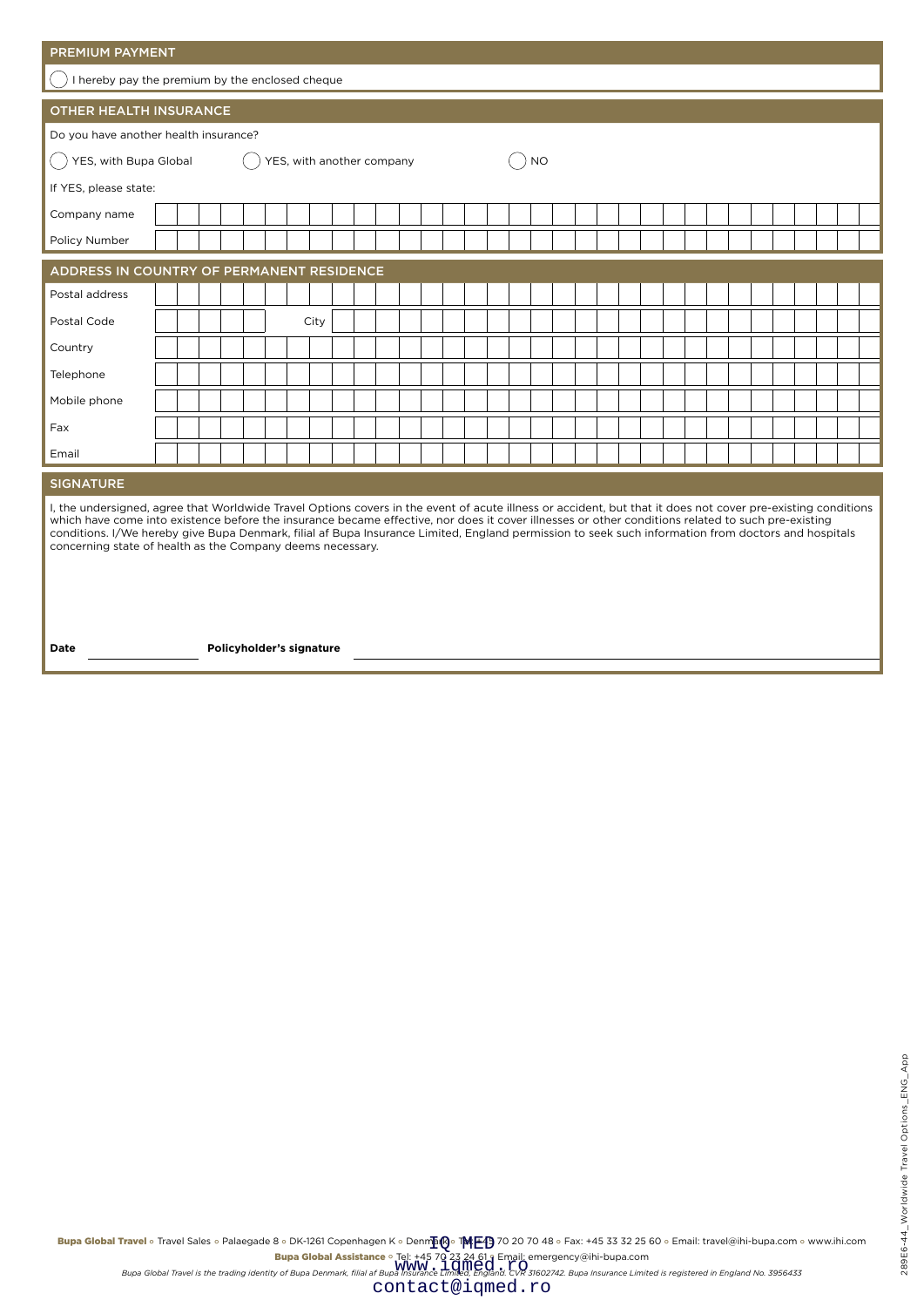## PREMIUM PAYMENT

◯ I hereby pay the premium by the enclosed cheque

## OTHER HEALTH INSURANCE

Do you have another health insurance?

◯ YES, with Bupa Global ◯ YES, with another company ◯ NO

If YES, please state:

| | |
|---|---|
| Company name | |
| Policy Number | |

## ADDRESS IN COUNTRY OF PERMANENT RESIDENCE

| | | | |
|---|---|---|---|
| Postal address | | | |
| Postal Code | | City | |
| Country | | | |
| Telephone | | | |
| Mobile phone | | | |
| Fax | | | |
| Email | | | |

## SIGNATURE

I, the undersigned, agree that Worldwide Travel Options covers in the event of acute illness or accident, but that it does not cover pre-existing conditions which have come into existence before the insurance became effective, nor does it cover illnesses or other conditions related to such pre-existing conditions. I/We hereby give Bupa Denmark, filial af Bupa Insurance Limited, England permission to seek such information from doctors and hospitals concerning state of health as the Company deems necessary.

**Date** \_\_\_\_\_\_\_\_\_\_\_\_\_\_\_\_ **Policyholder's signature** \_\_\_\_\_\_\_\_\_\_\_\_\_\_\_\_\_\_\_\_\_\_\_\_\_\_\_\_\_\_\_\_\_\_\_\_\_\_\_\_

289E6-44_Worldwide Travel Options_ENG_App

**Bupa Global Travel** ○ Travel Sales ○ Palaegade 8 ○ DK-1261 Copenhagen K ○ Denmark ○ Tel: +45 70 20 70 48 ○ Fax: +45 33 32 25 60 ○ Email: travel@ihi-bupa.com ○ www.ihi.com
**Bupa Global Assistance** ○ Tel: +45 70 23 24 61 ○ Email: emergency@ihi-bupa.com
*Bupa Global Travel is the trading identity of Bupa Denmark, filial af Bupa Insurance Limited, England. CVR 31602742. Bupa Insurance Limited is registered in England No. 3956433*

IQ MED
www.iqmed.ro
contact@iqmed.ro